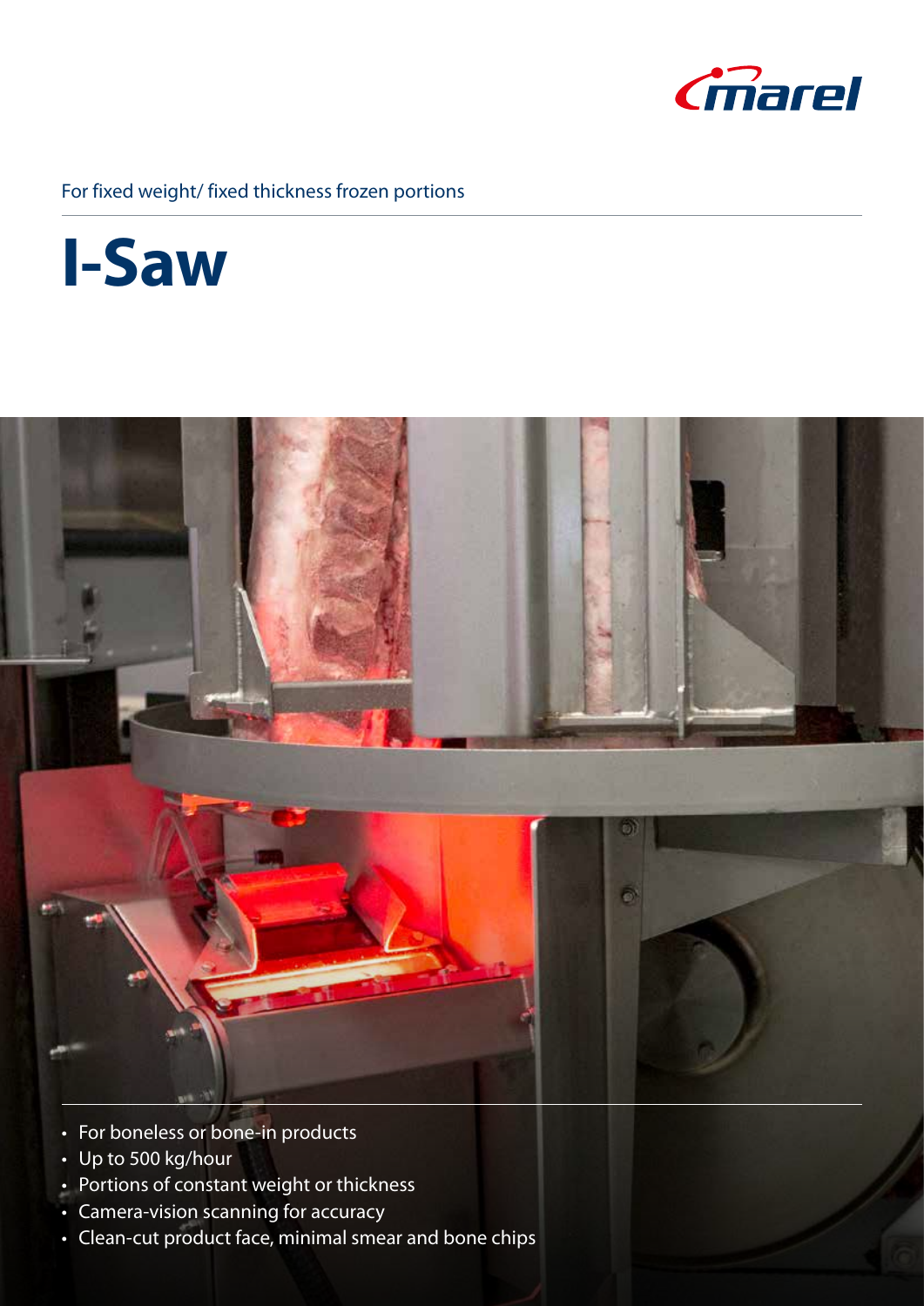For fixed weight/ fixed thickness frozen portions

# I-Saw

- For boneless or bone-in products
- Up to 500 kg/hour
- Portions of constant weight or thickness
- Camera-vision scanning for accuracy
- Clean-cut product face, minimal smear and bone chips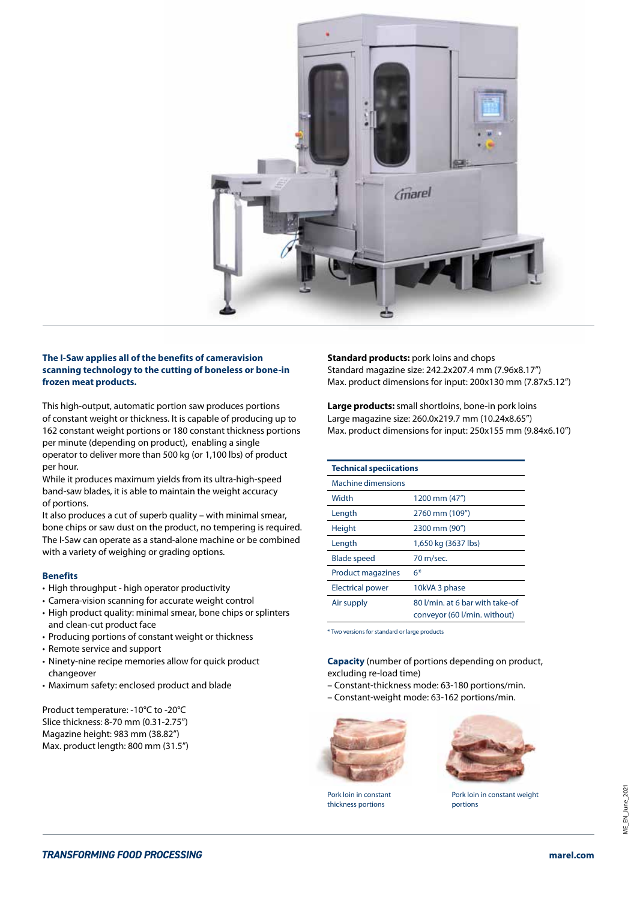**The I-Saw applies all of the benefits of cameravision scanning technology to the cutting of boneless or bone-in frozen meat products.**

This high-output, automatic portion saw produces portions of constant weight or thickness. It is capable of producing up to 162 constant weight portions or 180 constant thickness portions per minute (depending on product), enabling a single operator to deliver more than 500 kg (or 1,100 lbs) of product per hour.

While it produces maximum yields from its ultra-high-speed band-saw blades, it is able to maintain the weight accuracy of portions.

It also produces a cut of superb quality – with minimal smear, bone chips or saw dust on the product, no tempering is required. The I-Saw can operate as a stand-alone machine or be combined with a variety of weighing or grading options.

### Benefits

- High throughput - high operator productivity
- Camera-vision scanning for accurate weight control
- High product quality: minimal smear, bone chips or splinters and clean-cut product face
- Producing portions of constant weight or thickness
- Remote service and support
- Ninety-nine recipe memories allow for quick product changeover
- Maximum safety: enclosed product and blade

Product temperature: -10°C to -20°C
Slice thickness: 8-70 mm (0.31-2.75")
Magazine height: 983 mm (38.82")
Max. product length: 800 mm (31.5")

**Standard products:** pork loins and chops
Standard magazine size: 242.2x207.4 mm (7.96x8.17")
Max. product dimensions for input: 200x130 mm (7.87x5.12")

**Large products:** small shortloins, bone-in pork loins
Large magazine size: 260.0x219.7 mm (10.24x8.65")
Max. product dimensions for input: 250x155 mm (9.84x6.10")

| Technical speciications | |
|---|---|
| Machine dimensions | |
| Width | 1200 mm (47") |
| Length | 2760 mm (109") |
| Height | 2300 mm (90") |
| Length | 1,650 kg (3637 lbs) |
| Blade speed | 70 m/sec. |
| Product magazines | 6* |
| Electrical power | 10kVA 3 phase |
| Air supply | 80 l/min. at 6 bar with take-of conveyor (60 l/min. without) |

* Two versions for standard or large products

**Capacity** (number of portions depending on product, excluding re-load time)

– Constant-thickness mode: 63-180 portions/min.
– Constant-weight mode: 63-162 portions/min.

Pork loin in constant thickness portions

Pork loin in constant weight portions

***TRANSFORMING FOOD PROCESSING***

**marel.com**

ME_EN_June_2021